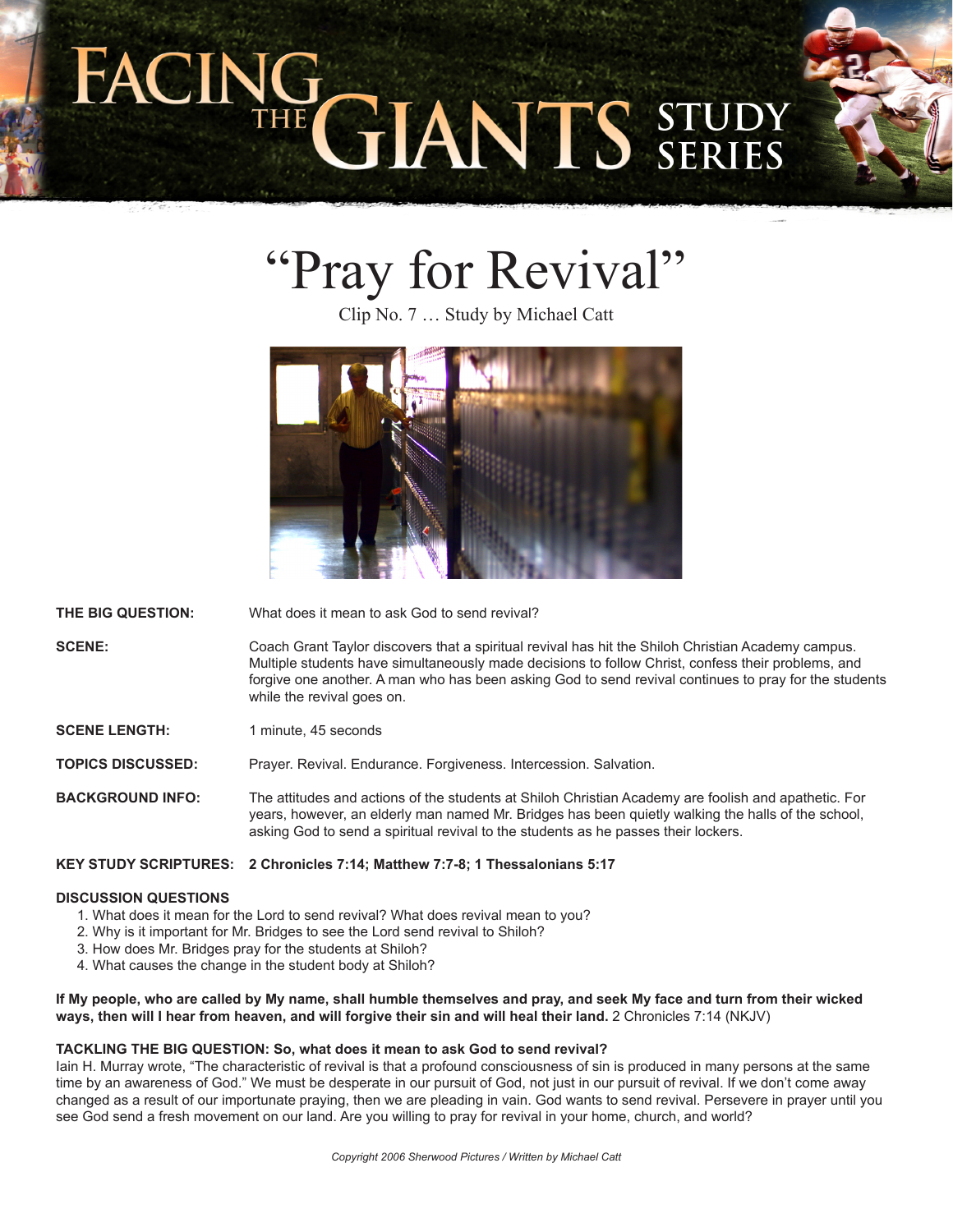# Facing the Giants Study Series

## "Pray for Revival"

Clip No. 7 … Study by Michael Catt

**THE BIG QUESTION:** What does it mean to ask God to send revival?

**SCENE:** Coach Grant Taylor discovers that a spiritual revival has hit the Shiloh Christian Academy campus. Multiple students have simultaneously made decisions to follow Christ, confess their problems, and forgive one another. A man who has been asking God to send revival continues to pray for the students while the revival goes on.

**SCENE LENGTH:** 1 minute, 45 seconds

**TOPICS DISCUSSED:** Prayer. Revival. Endurance. Forgiveness. Intercession. Salvation.

**BACKGROUND INFO:** The attitudes and actions of the students at Shiloh Christian Academy are foolish and apathetic. For years, however, an elderly man named Mr. Bridges has been quietly walking the halls of the school, asking God to send a spiritual revival to the students as he passes their lockers.

**KEY STUDY SCRIPTURES: 2 Chronicles 7:14; Matthew 7:7-8; 1 Thessalonians 5:17**

**DISCUSSION QUESTIONS**

1. What does it mean for the Lord to send revival? What does revival mean to you?
2. Why is it important for Mr. Bridges to see the Lord send revival to Shiloh?
3. How does Mr. Bridges pray for the students at Shiloh?
4. What causes the change in the student body at Shiloh?

**If My people, who are called by My name, shall humble themselves and pray, and seek My face and turn from their wicked ways, then will I hear from heaven, and will forgive their sin and will heal their land.** 2 Chronicles 7:14 (NKJV)

**TACKLING THE BIG QUESTION: So, what does it mean to ask God to send revival?**

Iain H. Murray wrote, "The characteristic of revival is that a profound consciousness of sin is produced in many persons at the same time by an awareness of God." We must be desperate in our pursuit of God, not just in our pursuit of revival. If we don't come away changed as a result of our importunate praying, then we are pleading in vain. God wants to send revival. Persevere in prayer until you see God send a fresh movement on our land. Are you willing to pray for revival in your home, church, and world?

*Copyright 2006 Sherwood Pictures / Written by Michael Catt*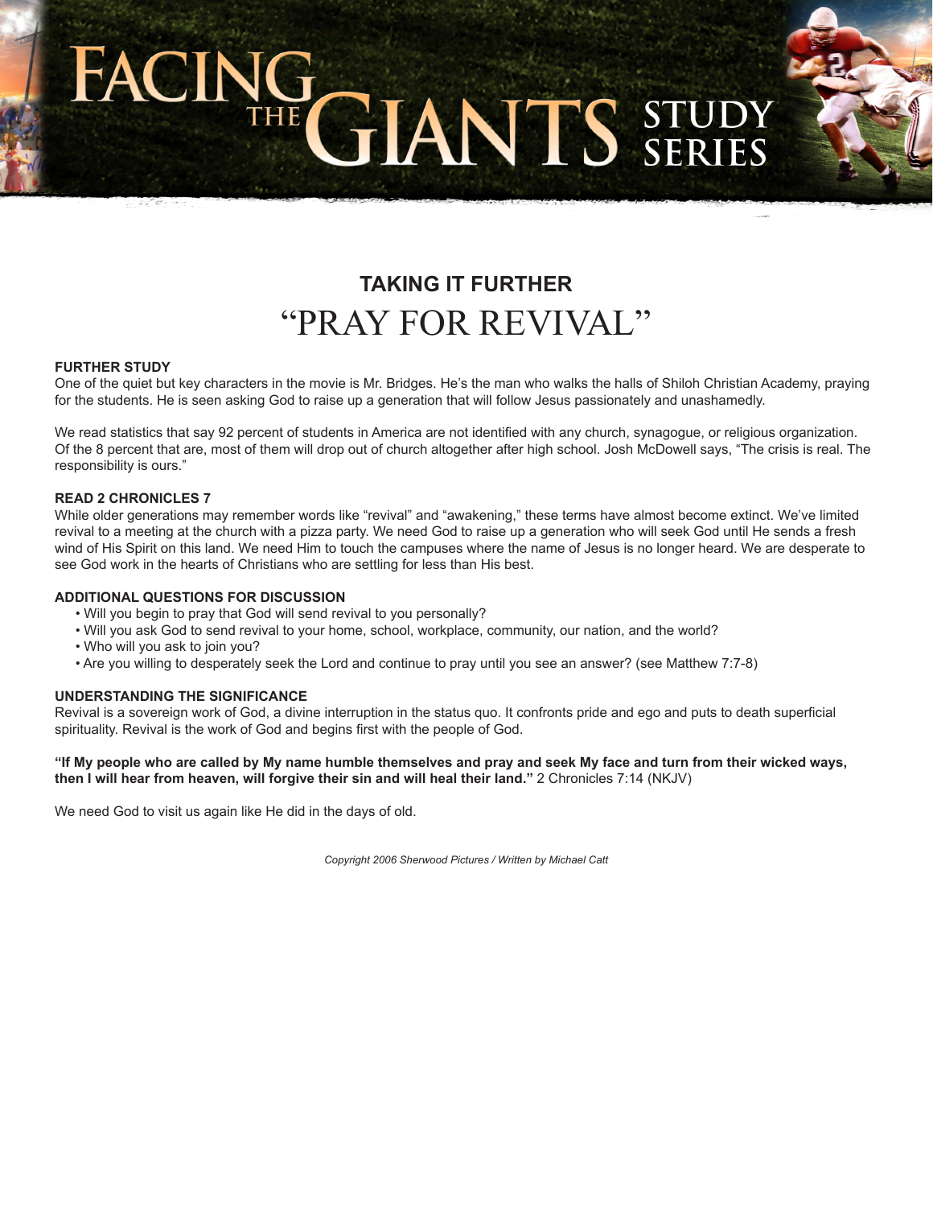# FACING THE GIANTS STUDY SERIES

## TAKING IT FURTHER

# "PRAY FOR REVIVAL"

**FURTHER STUDY**

One of the quiet but key characters in the movie is Mr. Bridges. He's the man who walks the halls of Shiloh Christian Academy, praying for the students. He is seen asking God to raise up a generation that will follow Jesus passionately and unashamedly.

We read statistics that say 92 percent of students in America are not identified with any church, synagogue, or religious organization. Of the 8 percent that are, most of them will drop out of church altogether after high school. Josh McDowell says, "The crisis is real. The responsibility is ours."

**READ 2 CHRONICLES 7**

While older generations may remember words like "revival" and "awakening," these terms have almost become extinct. We've limited revival to a meeting at the church with a pizza party. We need God to raise up a generation who will seek God until He sends a fresh wind of His Spirit on this land. We need Him to touch the campuses where the name of Jesus is no longer heard. We are desperate to see God work in the hearts of Christians who are settling for less than His best.

**ADDITIONAL QUESTIONS FOR DISCUSSION**

- Will you begin to pray that God will send revival to you personally?
- Will you ask God to send revival to your home, school, workplace, community, our nation, and the world?
- Who will you ask to join you?
- Are you willing to desperately seek the Lord and continue to pray until you see an answer? (see Matthew 7:7-8)

**UNDERSTANDING THE SIGNIFICANCE**

Revival is a sovereign work of God, a divine interruption in the status quo. It confronts pride and ego and puts to death superficial spirituality. Revival is the work of God and begins first with the people of God.

**"If My people who are called by My name humble themselves and pray and seek My face and turn from their wicked ways, then I will hear from heaven, will forgive their sin and will heal their land."** 2 Chronicles 7:14 (NKJV)

We need God to visit us again like He did in the days of old.

*Copyright 2006 Sherwood Pictures / Written by Michael Catt*